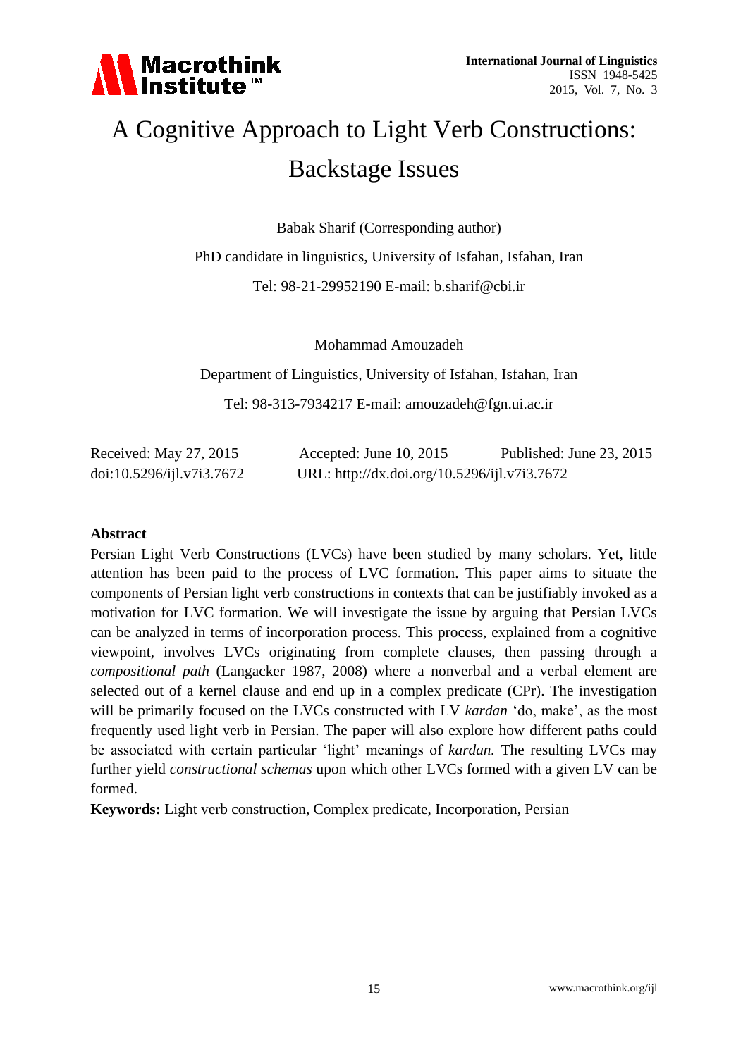# A Cognitive Approach to Light Verb Constructions: Backstage Issues

Babak Sharif (Corresponding author)

PhD candidate in linguistics, University of Isfahan, Isfahan, Iran

Tel: 98-21-29952190 E-mail: b.sharif@cbi.ir

Mohammad Amouzadeh

Department of Linguistics, University of Isfahan, Isfahan, Iran

Tel: 98-313-7934217 E-mail: amouzadeh@fgn.ui.ac.ir

Received: May 27, 2015 Accepted: June 10, 2015 Published: June 23, 2015

doi:10.5296/ijl.v7i3.7672 URL: http://dx.doi.org/10.5296/ijl.v7i3.7672

## Abstract

Persian Light Verb Constructions (LVCs) have been studied by many scholars. Yet, little attention has been paid to the process of LVC formation. This paper aims to situate the components of Persian light verb constructions in contexts that can be justifiably invoked as a motivation for LVC formation. We will investigate the issue by arguing that Persian LVCs can be analyzed in terms of incorporation process. This process, explained from a cognitive viewpoint, involves LVCs originating from complete clauses, then passing through a *compositional path* (Langacker 1987, 2008) where a nonverbal and a verbal element are selected out of a kernel clause and end up in a complex predicate (CPr). The investigation will be primarily focused on the LVCs constructed with LV *kardan* 'do, make', as the most frequently used light verb in Persian. The paper will also explore how different paths could be associated with certain particular 'light' meanings of *kardan.* The resulting LVCs may further yield *constructional schemas* upon which other LVCs formed with a given LV can be formed.

**Keywords:** Light verb construction, Complex predicate, Incorporation, Persian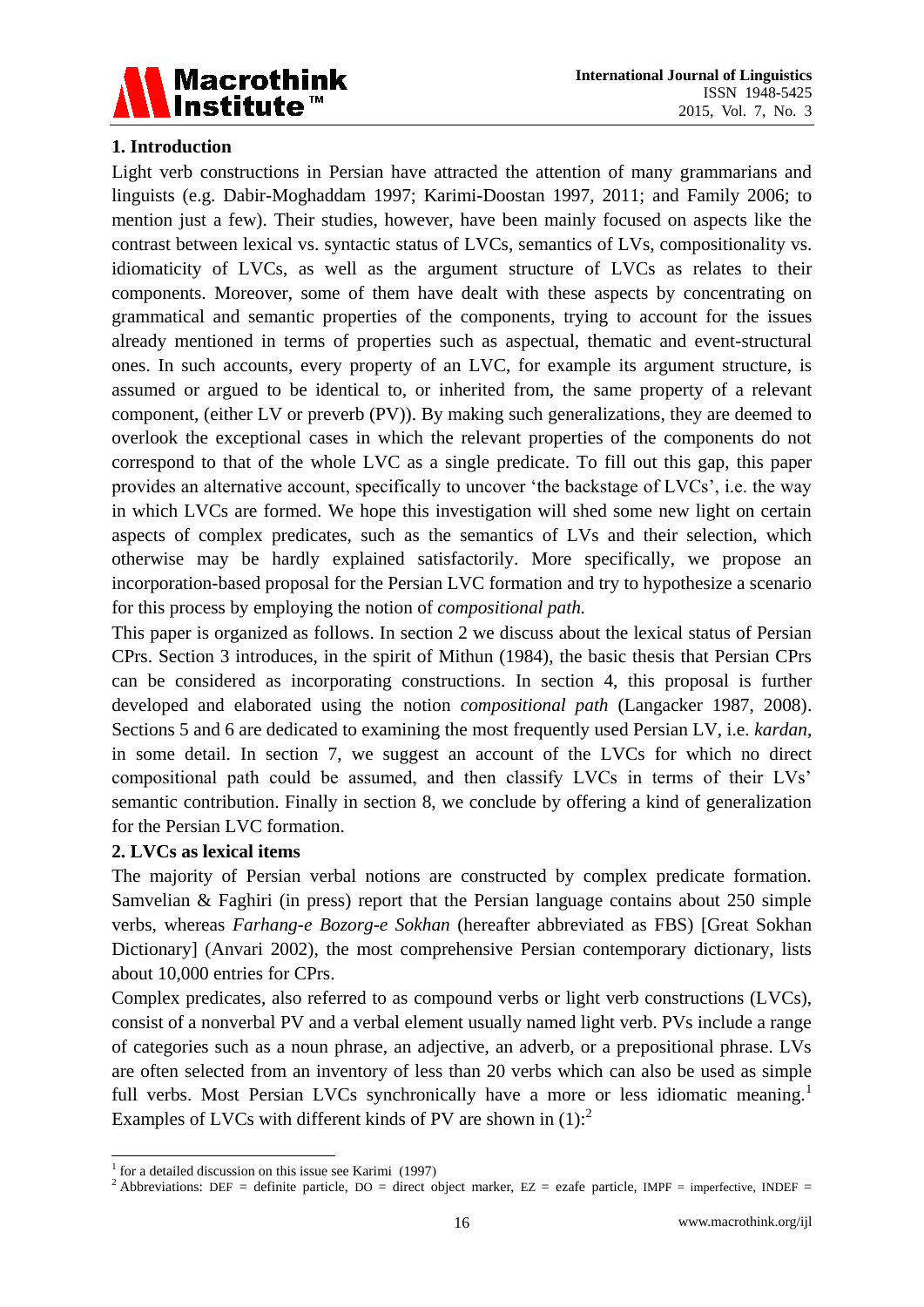## 1. Introduction

Light verb constructions in Persian have attracted the attention of many grammarians and linguists (e.g. Dabir-Moghaddam 1997; Karimi-Doostan 1997, 2011; and Family 2006; to mention just a few). Their studies, however, have been mainly focused on aspects like the contrast between lexical vs. syntactic status of LVCs, semantics of LVs, compositionality vs. idiomaticity of LVCs, as well as the argument structure of LVCs as relates to their components. Moreover, some of them have dealt with these aspects by concentrating on grammatical and semantic properties of the components, trying to account for the issues already mentioned in terms of properties such as aspectual, thematic and event-structural ones. In such accounts, every property of an LVC, for example its argument structure, is assumed or argued to be identical to, or inherited from, the same property of a relevant component, (either LV or preverb (PV)). By making such generalizations, they are deemed to overlook the exceptional cases in which the relevant properties of the components do not correspond to that of the whole LVC as a single predicate. To fill out this gap, this paper provides an alternative account, specifically to uncover 'the backstage of LVCs', i.e. the way in which LVCs are formed. We hope this investigation will shed some new light on certain aspects of complex predicates, such as the semantics of LVs and their selection, which otherwise may be hardly explained satisfactorily. More specifically, we propose an incorporation-based proposal for the Persian LVC formation and try to hypothesize a scenario for this process by employing the notion of *compositional path.*

This paper is organized as follows. In section 2 we discuss about the lexical status of Persian CPrs. Section 3 introduces, in the spirit of Mithun (1984), the basic thesis that Persian CPrs can be considered as incorporating constructions. In section 4, this proposal is further developed and elaborated using the notion *compositional path* (Langacker 1987, 2008). Sections 5 and 6 are dedicated to examining the most frequently used Persian LV, i.e. *kardan*, in some detail. In section 7, we suggest an account of the LVCs for which no direct compositional path could be assumed, and then classify LVCs in terms of their LVs' semantic contribution. Finally in section 8, we conclude by offering a kind of generalization for the Persian LVC formation.

## 2. LVCs as lexical items

The majority of Persian verbal notions are constructed by complex predicate formation. Samvelian & Faghiri (in press) report that the Persian language contains about 250 simple verbs, whereas *Farhang-e Bozorg-e Sokhan* (hereafter abbreviated as FBS) [Great Sokhan Dictionary] (Anvari 2002), the most comprehensive Persian contemporary dictionary, lists about 10,000 entries for CPrs.

Complex predicates, also referred to as compound verbs or light verb constructions (LVCs), consist of a nonverbal PV and a verbal element usually named light verb. PVs include a range of categories such as a noun phrase, an adjective, an adverb, or a prepositional phrase. LVs are often selected from an inventory of less than 20 verbs which can also be used as simple full verbs. Most Persian LVCs synchronically have a more or less idiomatic meaning.[1] Examples of LVCs with different kinds of PV are shown in (1):[2]

---

[1] for a detailed discussion on this issue see Karimi (1997)

[2] Abbreviations: DEF = definite particle, DO = direct object marker, EZ = ezafe particle, IMPF = imperfective, INDEF =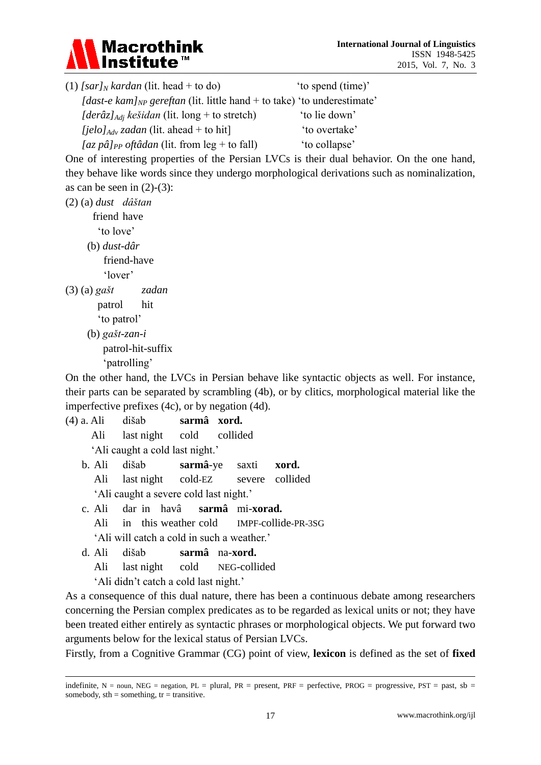(1) *[sar]*$_N$ *kardan* (lit. head + to do) 'to spend (time)'

*[dast-e kam]*$_{NP}$ *gereftan* (lit. little hand + to take) 'to underestimate'

*[derâz]*$_{Adj}$ *kešidan* (lit. long + to stretch) 'to lie down'

*[jelo]*$_{Adv}$ *zadan* (lit. ahead + to hit] 'to overtake'

*[az pâ]*$_{PP}$ *oftâdan* (lit. from leg + to fall) 'to collapse'

One of interesting properties of the Persian LVCs is their dual behavior. On the one hand, they behave like words since they undergo morphological derivations such as nominalization, as can be seen in (2)-(3):

(2) (a) *dust dâštan*
friend have
'to love'

(b) *dust-dâr*
friend-have
'lover'

(3) (a) *gašt zadan*
patrol hit
'to patrol'

(b) *gašt-zan-i*
patrol-hit-suffix
'patrolling'

On the other hand, the LVCs in Persian behave like syntactic objects as well. For instance, their parts can be separated by scrambling (4b), or by clitics, morphological material like the imperfective prefixes (4c), or by negation (4d).

(4) a. Ali dišab **sarmâ xord.**
Ali last night cold collided
'Ali caught a cold last night.'

b. Ali dišab **sarmâ**-ye saxti **xord.**
Ali last night cold-EZ severe collided
'Ali caught a severe cold last night.'

c. Ali dar in havâ **sarmâ** mi-**xorad.**
Ali in this weather cold IMPF-collide-PR-3SG
'Ali will catch a cold in such a weather.'

d. Ali dišab **sarmâ** na-**xord.**
Ali last night cold NEG-collided
'Ali didn't catch a cold last night.'

As a consequence of this dual nature, there has been a continuous debate among researchers concerning the Persian complex predicates as to be regarded as lexical units or not; they have been treated either entirely as syntactic phrases or morphological objects. We put forward two arguments below for the lexical status of Persian LVCs.

Firstly, from a Cognitive Grammar (CG) point of view, **lexicon** is defined as the set of **fixed**

---

indefinite, N = noun, NEG = negation, PL = plural, PR = present, PRF = perfective, PROG = progressive, PST = past, sb = somebody, sth = something, tr = transitive.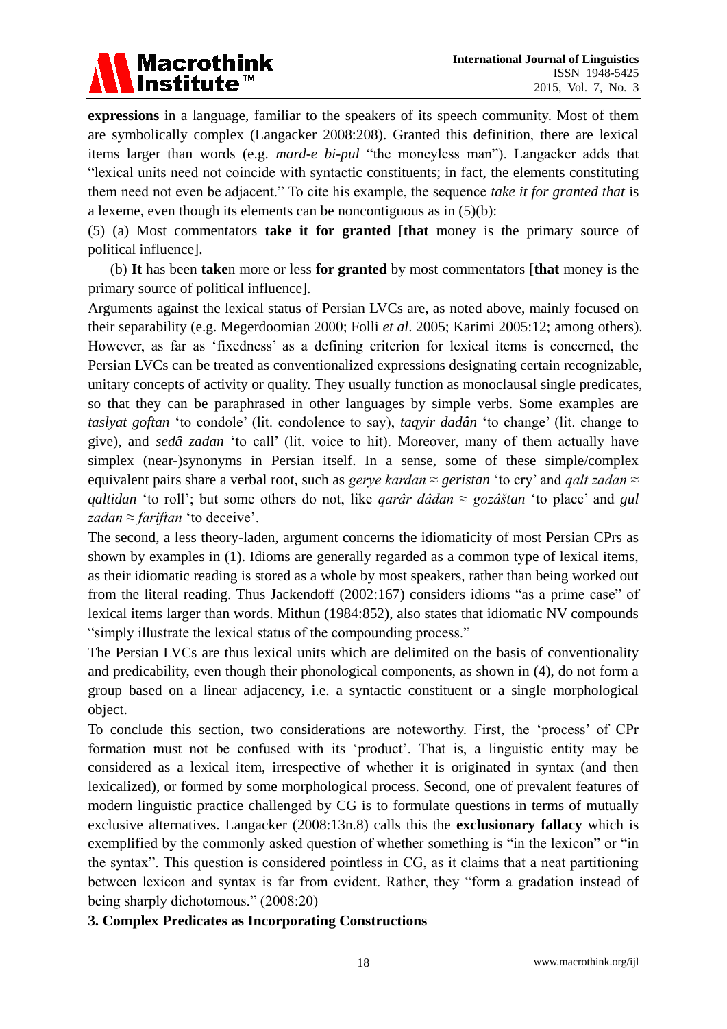**expressions** in a language, familiar to the speakers of its speech community. Most of them are symbolically complex (Langacker 2008:208). Granted this definition, there are lexical items larger than words (e.g. *mard-e bi-pul* "the moneyless man"). Langacker adds that "lexical units need not coincide with syntactic constituents; in fact, the elements constituting them need not even be adjacent." To cite his example, the sequence *take it for granted that* is a lexeme, even though its elements can be noncontiguous as in (5)(b):

(5) (a) Most commentators **take it for granted** [**that** money is the primary source of political influence].

(b) **It** has been **take**n more or less **for granted** by most commentators [**that** money is the primary source of political influence].

Arguments against the lexical status of Persian LVCs are, as noted above, mainly focused on their separability (e.g. Megerdoomian 2000; Folli *et al*. 2005; Karimi 2005:12; among others). However, as far as 'fixedness' as a defining criterion for lexical items is concerned, the Persian LVCs can be treated as conventionalized expressions designating certain recognizable, unitary concepts of activity or quality. They usually function as monoclausal single predicates, so that they can be paraphrased in other languages by simple verbs. Some examples are *taslyat goftan* 'to condole' (lit. condolence to say), *taqyir dadân* 'to change' (lit. change to give), and *sedâ zadan* 'to call' (lit. voice to hit). Moreover, many of them actually have simplex (near-)synonyms in Persian itself. In a sense, some of these simple/complex equivalent pairs share a verbal root, such as *gerye kardan* ≈ *geristan* 'to cry' and *qalt zadan* ≈ *qaltidan* 'to roll'; but some others do not, like *qarâr dâdan* ≈ *gozâštan* 'to place' and *gul zadan* ≈ *fariftan* 'to deceive'.

The second, a less theory-laden, argument concerns the idiomaticity of most Persian CPrs as shown by examples in (1). Idioms are generally regarded as a common type of lexical items, as their idiomatic reading is stored as a whole by most speakers, rather than being worked out from the literal reading. Thus Jackendoff (2002:167) considers idioms "as a prime case" of lexical items larger than words. Mithun (1984:852), also states that idiomatic NV compounds "simply illustrate the lexical status of the compounding process."

The Persian LVCs are thus lexical units which are delimited on the basis of conventionality and predicability, even though their phonological components, as shown in (4), do not form a group based on a linear adjacency, i.e. a syntactic constituent or a single morphological object.

To conclude this section, two considerations are noteworthy. First, the 'process' of CPr formation must not be confused with its 'product'. That is, a linguistic entity may be considered as a lexical item, irrespective of whether it is originated in syntax (and then lexicalized), or formed by some morphological process. Second, one of prevalent features of modern linguistic practice challenged by CG is to formulate questions in terms of mutually exclusive alternatives. Langacker (2008:13n.8) calls this the **exclusionary fallacy** which is exemplified by the commonly asked question of whether something is "in the lexicon" or "in the syntax". This question is considered pointless in CG, as it claims that a neat partitioning between lexicon and syntax is far from evident. Rather, they "form a gradation instead of being sharply dichotomous." (2008:20)

## 3. Complex Predicates as Incorporating Constructions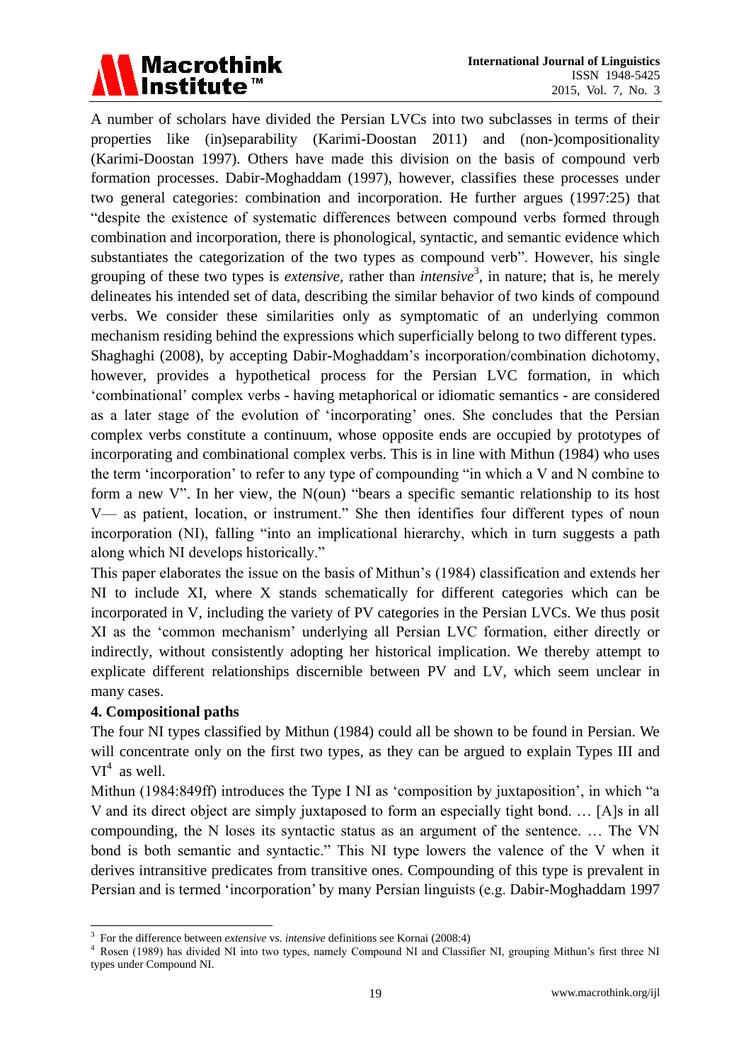A number of scholars have divided the Persian LVCs into two subclasses in terms of their properties like (in)separability (Karimi-Doostan 2011) and (non-)compositionality (Karimi-Doostan 1997). Others have made this division on the basis of compound verb formation processes. Dabir-Moghaddam (1997), however, classifies these processes under two general categories: combination and incorporation. He further argues (1997:25) that "despite the existence of systematic differences between compound verbs formed through combination and incorporation, there is phonological, syntactic, and semantic evidence which substantiates the categorization of the two types as compound verb". However, his single grouping of these two types is *extensive*, rather than *intensive*[3], in nature; that is, he merely delineates his intended set of data, describing the similar behavior of two kinds of compound verbs. We consider these similarities only as symptomatic of an underlying common mechanism residing behind the expressions which superficially belong to two different types.

Shaghaghi (2008), by accepting Dabir-Moghaddam's incorporation/combination dichotomy, however, provides a hypothetical process for the Persian LVC formation, in which 'combinational' complex verbs - having metaphorical or idiomatic semantics - are considered as a later stage of the evolution of 'incorporating' ones. She concludes that the Persian complex verbs constitute a continuum, whose opposite ends are occupied by prototypes of incorporating and combinational complex verbs. This is in line with Mithun (1984) who uses the term 'incorporation' to refer to any type of compounding "in which a V and N combine to form a new V". In her view, the N(oun) "bears a specific semantic relationship to its host V— as patient, location, or instrument." She then identifies four different types of noun incorporation (NI), falling "into an implicational hierarchy, which in turn suggests a path along which NI develops historically."

This paper elaborates the issue on the basis of Mithun's (1984) classification and extends her NI to include XI, where X stands schematically for different categories which can be incorporated in V, including the variety of PV categories in the Persian LVCs. We thus posit XI as the 'common mechanism' underlying all Persian LVC formation, either directly or indirectly, without consistently adopting her historical implication. We thereby attempt to explicate different relationships discernible between PV and LV, which seem unclear in many cases.

## 4. Compositional paths

The four NI types classified by Mithun (1984) could all be shown to be found in Persian. We will concentrate only on the first two types, as they can be argued to explain Types III and VI[4] as well.

Mithun (1984:849ff) introduces the Type I NI as 'composition by juxtaposition', in which "a V and its direct object are simply juxtaposed to form an especially tight bond. … [A]s in all compounding, the N loses its syntactic status as an argument of the sentence. … The VN bond is both semantic and syntactic." This NI type lowers the valence of the V when it derives intransitive predicates from transitive ones. Compounding of this type is prevalent in Persian and is termed 'incorporation' by many Persian linguists (e.g. Dabir-Moghaddam 1997

---

[3] For the difference between *extensive* vs. *intensive* definitions see Kornai (2008:4)

[4] Rosen (1989) has divided NI into two types, namely Compound NI and Classifier NI, grouping Mithun's first three NI types under Compound NI.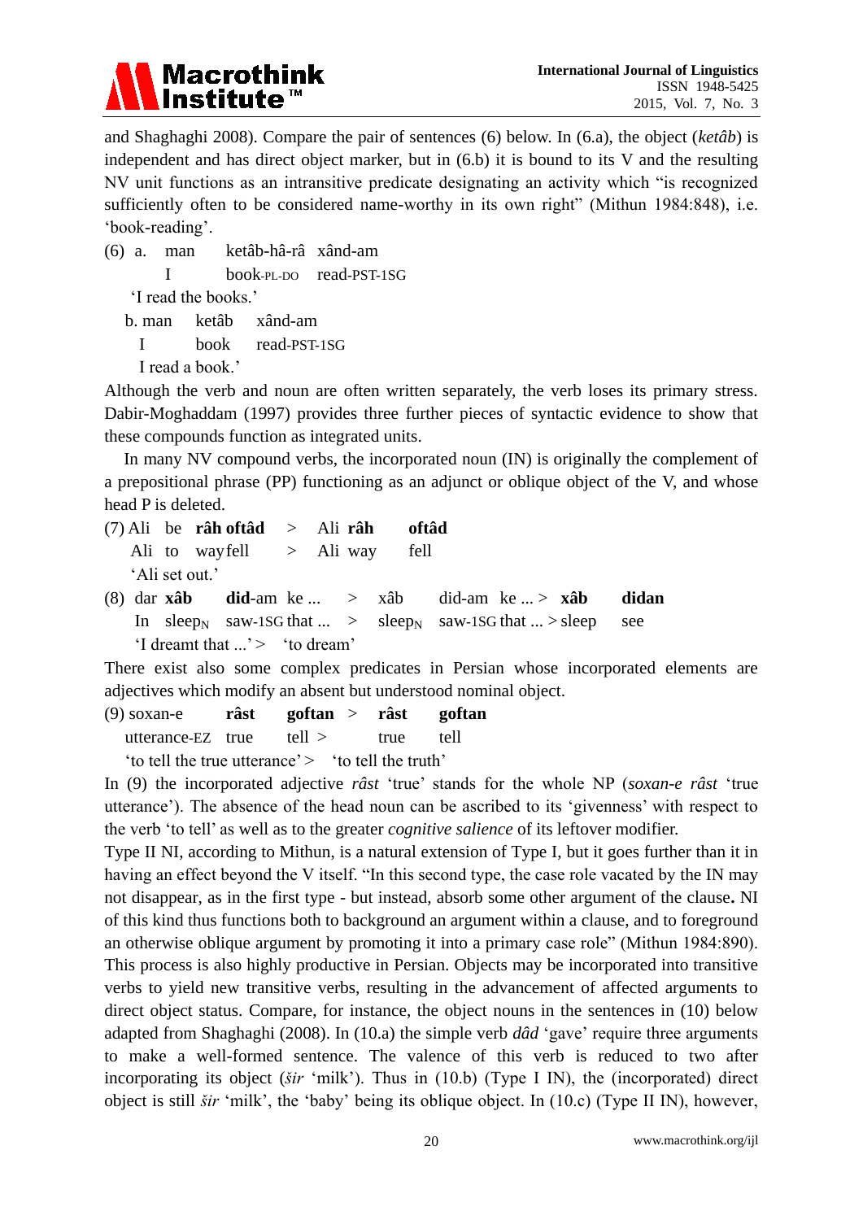and Shaghaghi 2008). Compare the pair of sentences (6) below. In (6.a), the object (*ketâb*) is independent and has direct object marker, but in (6.b) it is bound to its V and the resulting NV unit functions as an intransitive predicate designating an activity which "is recognized sufficiently often to be considered name-worthy in its own right" (Mithun 1984:848), i.e. 'book-reading'.

(6) a. man ketâb-hâ-râ xând-am
I book-PL-DO read-PST-1SG
'I read the books.'

b. man ketâb xând-am
I book read-PST-1SG
I read a book.'

Although the verb and noun are often written separately, the verb loses its primary stress. Dabir-Moghaddam (1997) provides three further pieces of syntactic evidence to show that these compounds function as integrated units.

In many NV compound verbs, the incorporated noun (IN) is originally the complement of a prepositional phrase (PP) functioning as an adjunct or oblique object of the V, and whose head P is deleted.

(7) Ali be **râh oftâd** > Ali **râh** **oftâd**
Ali to way fell > Ali way fell
'Ali set out.'

(8) dar **xâb** **did**-am ke ... > xâb did-am ke ... > **xâb** **didan**
In sleep$_N$ saw-1SG that ... > sleep$_N$ saw-1SG that ... > sleep see
'I dreamt that ...' > 'to dream'

There exist also some complex predicates in Persian whose incorporated elements are adjectives which modify an absent but understood nominal object.

(9) soxan-e **râst** **goftan** > **râst** **goftan**
utterance-EZ true tell > true tell
'to tell the true utterance' > 'to tell the truth'

In (9) the incorporated adjective *râst* 'true' stands for the whole NP (*soxan-e râst* 'true utterance'). The absence of the head noun can be ascribed to its 'givenness' with respect to the verb 'to tell' as well as to the greater *cognitive salience* of its leftover modifier.

Type II NI, according to Mithun, is a natural extension of Type I, but it goes further than it in having an effect beyond the V itself. "In this second type, the case role vacated by the IN may not disappear, as in the first type - but instead, absorb some other argument of the clause**.** NI of this kind thus functions both to background an argument within a clause, and to foreground an otherwise oblique argument by promoting it into a primary case role" (Mithun 1984:890). This process is also highly productive in Persian. Objects may be incorporated into transitive verbs to yield new transitive verbs, resulting in the advancement of affected arguments to direct object status. Compare, for instance, the object nouns in the sentences in (10) below adapted from Shaghaghi (2008). In (10.a) the simple verb *dâd* 'gave' require three arguments to make a well-formed sentence. The valence of this verb is reduced to two after incorporating its object (*šir* 'milk'). Thus in (10.b) (Type I IN), the (incorporated) direct object is still *šir* 'milk', the 'baby' being its oblique object. In (10.c) (Type II IN), however,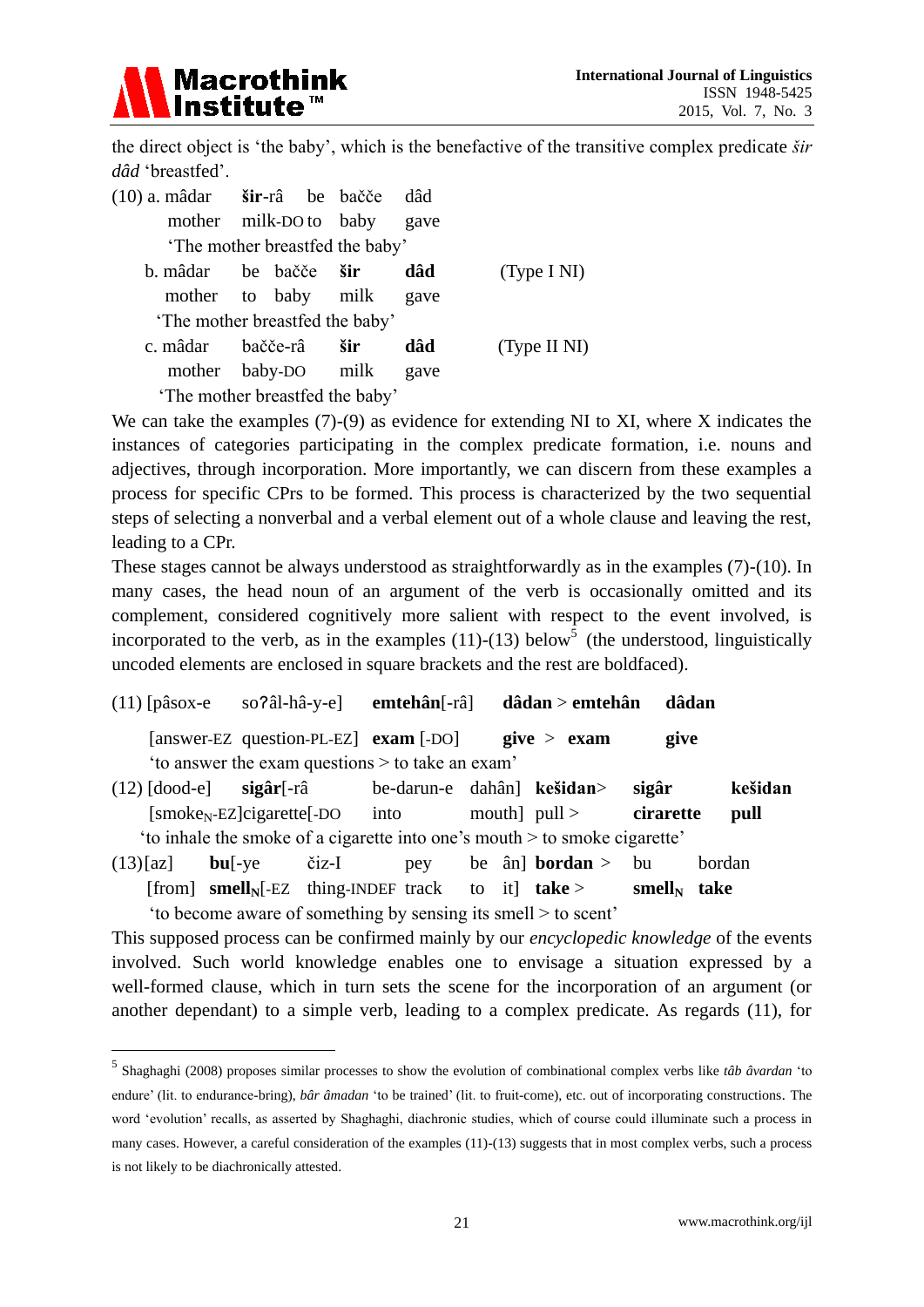the direct object is 'the baby', which is the benefactive of the transitive complex predicate *šir dâd* 'breastfed'.

(10) a. mâdar **šir**-râ be bačče dâd
 mother milk-DO to baby gave
 'The mother breastfed the baby'

 b. mâdar be bačče **šir** **dâd** (Type I NI)
 mother to baby milk gave
 'The mother breastfed the baby'

 c. mâdar bačče-râ **šir** **dâd** (Type II NI)
 mother baby-DO milk gave
 'The mother breastfed the baby'

We can take the examples (7)-(9) as evidence for extending NI to XI, where X indicates the instances of categories participating in the complex predicate formation, i.e. nouns and adjectives, through incorporation. More importantly, we can discern from these examples a process for specific CPrs to be formed. This process is characterized by the two sequential steps of selecting a nonverbal and a verbal element out of a whole clause and leaving the rest, leading to a CPr.

These stages cannot be always understood as straightforwardly as in the examples (7)-(10). In many cases, the head noun of an argument of the verb is occasionally omitted and its complement, considered cognitively more salient with respect to the event involved, is incorporated to the verb, as in the examples (11)-(13) below[5] (the understood, linguistically uncoded elements are enclosed in square brackets and the rest are boldfaced).

(11) [pâsox-e soʔâl-hâ-y-e] **emtehân**[-râ] **dâdan** > **emtehân** **dâdan**
 [answer-EZ question-PL-EZ] **exam** [-DO] **give** > **exam** **give**
 'to answer the exam questions > to take an exam'

(12) [dood-e] **sigâr**[-râ be-darun-e dahân] **kešidan**> **sigâr** **kešidan**
 [smoke$_N$-EZ]cigarette[-DO into mouth] pull > **cirarette** **pull**
 'to inhale the smoke of a cigarette into one's mouth > to smoke cigarette'

(13) [az] **bu**[-ye čiz-I pey be ân] **bordan** > bu bordan
 [from] **smell$_N$**[-EZ thing-INDEF track to it] **take** > **smell$_N$** **take**
 'to become aware of something by sensing its smell > to scent'

This supposed process can be confirmed mainly by our *encyclopedic knowledge* of the events involved. Such world knowledge enables one to envisage a situation expressed by a well-formed clause, which in turn sets the scene for the incorporation of an argument (or another dependant) to a simple verb, leading to a complex predicate. As regards (11), for

---

[5] Shaghaghi (2008) proposes similar processes to show the evolution of combinational complex verbs like *tâb âvardan* 'to endure' (lit. to endurance-bring), *bâr âmadan* 'to be trained' (lit. to fruit-come), etc. out of incorporating constructions. The word 'evolution' recalls, as asserted by Shaghaghi, diachronic studies, which of course could illuminate such a process in many cases. However, a careful consideration of the examples (11)-(13) suggests that in most complex verbs, such a process is not likely to be diachronically attested.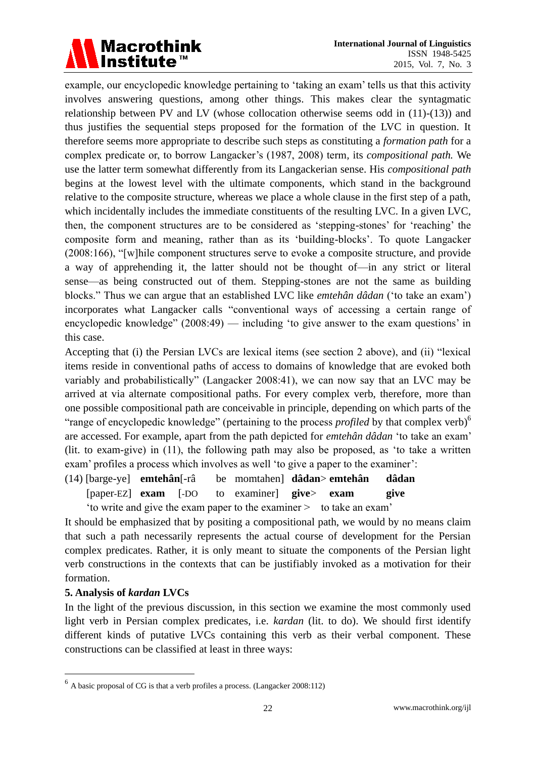example, our encyclopedic knowledge pertaining to 'taking an exam' tells us that this activity involves answering questions, among other things. This makes clear the syntagmatic relationship between PV and LV (whose collocation otherwise seems odd in (11)-(13)) and thus justifies the sequential steps proposed for the formation of the LVC in question. It therefore seems more appropriate to describe such steps as constituting a *formation path* for a complex predicate or, to borrow Langacker's (1987, 2008) term, its *compositional path.* We use the latter term somewhat differently from its Langackerian sense. His *compositional path* begins at the lowest level with the ultimate components, which stand in the background relative to the composite structure, whereas we place a whole clause in the first step of a path, which incidentally includes the immediate constituents of the resulting LVC. In a given LVC, then, the component structures are to be considered as 'stepping-stones' for 'reaching' the composite form and meaning, rather than as its 'building-blocks'. To quote Langacker (2008:166), "[w]hile component structures serve to evoke a composite structure, and provide a way of apprehending it, the latter should not be thought of—in any strict or literal sense—as being constructed out of them. Stepping-stones are not the same as building blocks." Thus we can argue that an established LVC like *emtehân dâdan* ('to take an exam') incorporates what Langacker calls "conventional ways of accessing a certain range of encyclopedic knowledge" (2008:49) — including 'to give answer to the exam questions' in this case.

Accepting that (i) the Persian LVCs are lexical items (see section 2 above), and (ii) "lexical items reside in conventional paths of access to domains of knowledge that are evoked both variably and probabilistically" (Langacker 2008:41), we can now say that an LVC may be arrived at via alternate compositional paths. For every complex verb, therefore, more than one possible compositional path are conceivable in principle, depending on which parts of the "range of encyclopedic knowledge" (pertaining to the process *profiled* by that complex verb)[6] are accessed. For example, apart from the path depicted for *emtehân dâdan* 'to take an exam' (lit. to exam-give) in (11), the following path may also be proposed, as 'to take a written exam' profiles a process which involves as well 'to give a paper to the examiner':

(14) [barge-ye] **emtehân**[-râ be momtahen] **dâdan**> **emtehân** **dâdan**
[paper-EZ] **exam** [-DO to examiner] **give**> **exam** **give**
'to write and give the exam paper to the examiner > to take an exam'

It should be emphasized that by positing a compositional path, we would by no means claim that such a path necessarily represents the actual course of development for the Persian complex predicates. Rather, it is only meant to situate the components of the Persian light verb constructions in the contexts that can be justifiably invoked as a motivation for their formation.

## 5. Analysis of *kardan* LVCs

In the light of the previous discussion, in this section we examine the most commonly used light verb in Persian complex predicates, i.e. *kardan* (lit. to do). We should first identify different kinds of putative LVCs containing this verb as their verbal component. These constructions can be classified at least in three ways:

---

[6] A basic proposal of CG is that a verb profiles a process. (Langacker 2008:112)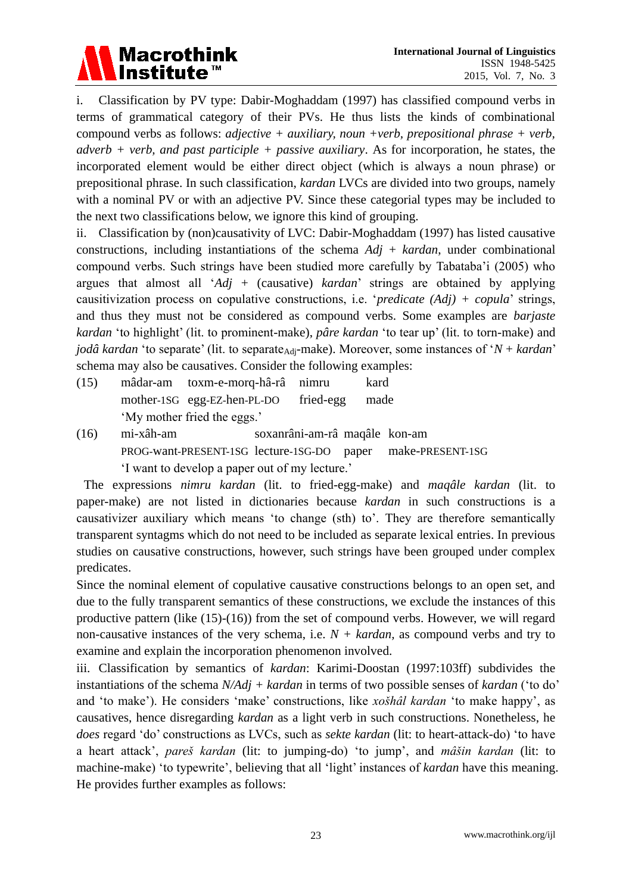i. Classification by PV type: Dabir-Moghaddam (1997) has classified compound verbs in terms of grammatical category of their PVs. He thus lists the kinds of combinational compound verbs as follows: *adjective + auxiliary, noun +verb, prepositional phrase + verb, adverb + verb, and past participle + passive auxiliary*. As for incorporation, he states, the incorporated element would be either direct object (which is always a noun phrase) or prepositional phrase. In such classification, *kardan* LVCs are divided into two groups, namely with a nominal PV or with an adjective PV. Since these categorial types may be included to the next two classifications below, we ignore this kind of grouping.

ii. Classification by (non)causativity of LVC: Dabir-Moghaddam (1997) has listed causative constructions, including instantiations of the schema *Adj + kardan*, under combinational compound verbs. Such strings have been studied more carefully by Tabataba'i (2005) who argues that almost all '*Adj* + (causative) *kardan*' strings are obtained by applying causitivization process on copulative constructions, i.e. '*predicate (Adj) + copula*' strings, and thus they must not be considered as compound verbs. Some examples are *barjaste kardan* 'to highlight' (lit. to prominent-make), *pâre kardan* 'to tear up' (lit. to torn-make) and *jodâ kardan* 'to separate' (lit. to separate$_{Adj}$-make). Moreover, some instances of '*N + kardan*' schema may also be causatives. Consider the following examples:

(15) mâdar-am &nbsp; toxm-e-morq-hâ-râ &nbsp; nimru &nbsp; kard
mother-1SG &nbsp; egg-EZ-hen-PL-DO &nbsp; fried-egg &nbsp; made
'My mother fried the eggs.'

(16) mi-xâh-am &nbsp; soxanrâni-am-râ &nbsp; maqâle &nbsp; kon-am
PROG-want-PRESENT-1SG &nbsp; lecture-1SG-DO &nbsp; paper &nbsp; make-PRESENT-1SG
'I want to develop a paper out of my lecture.'

The expressions *nimru kardan* (lit. to fried-egg-make) and *maqâle kardan* (lit. to paper-make) are not listed in dictionaries because *kardan* in such constructions is a causativizer auxiliary which means 'to change (sth) to'. They are therefore semantically transparent syntagms which do not need to be included as separate lexical entries. In previous studies on causative constructions, however, such strings have been grouped under complex predicates.

Since the nominal element of copulative causative constructions belongs to an open set, and due to the fully transparent semantics of these constructions, we exclude the instances of this productive pattern (like (15)-(16)) from the set of compound verbs. However, we will regard non-causative instances of the very schema, i.e. *N + kardan,* as compound verbs and try to examine and explain the incorporation phenomenon involved.

iii. Classification by semantics of *kardan*: Karimi-Doostan (1997:103ff) subdivides the instantiations of the schema *N/Adj + kardan* in terms of two possible senses of *kardan* ('to do' and 'to make'). He considers 'make' constructions, like *xošhâl kardan* 'to make happy', as causatives, hence disregarding *kardan* as a light verb in such constructions. Nonetheless, he *does* regard 'do' constructions as LVCs, such as *sekte kardan* (lit: to heart-attack-do) 'to have a heart attack', *pareš kardan* (lit: to jumping-do) 'to jump', and *mâšin kardan* (lit: to machine-make) 'to typewrite', believing that all 'light' instances of *kardan* have this meaning. He provides further examples as follows: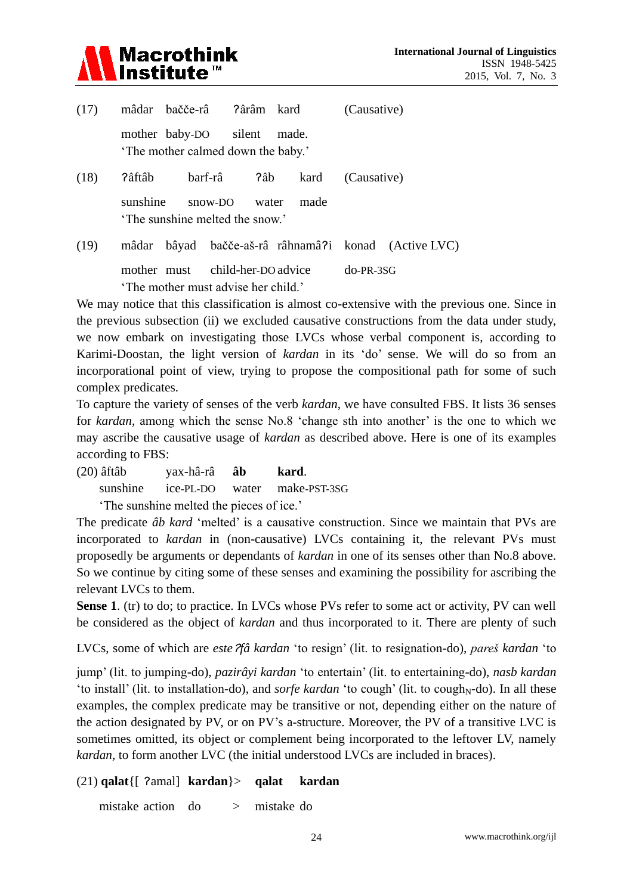(17) mâdar bačče-râ ʔârâm kard (Causative)

mother baby-DO silent made.

'The mother calmed down the baby.'

(18) ʔâftâb barf-râ ʔâb kard (Causative)

sunshine snow-DO water made

'The sunshine melted the snow.'

(19) mâdar bâyad bačče-aš-râ râhnamâʔi konad (Active LVC)

mother must child-her-DO advice do-PR-3SG

'The mother must advise her child.'

We may notice that this classification is almost co-extensive with the previous one. Since in the previous subsection (ii) we excluded causative constructions from the data under study, we now embark on investigating those LVCs whose verbal component is, according to Karimi-Doostan, the light version of *kardan* in its 'do' sense. We will do so from an incorporational point of view, trying to propose the compositional path for some of such complex predicates.

To capture the variety of senses of the verb *kardan*, we have consulted FBS. It lists 36 senses for *kardan,* among which the sense No.8 'change sth into another' is the one to which we may ascribe the causative usage of *kardan* as described above. Here is one of its examples according to FBS:

(20) âftâb yax-hâ-râ **âb** **kard**.

sunshine ice-PL-DO water make-PST-3SG

'The sunshine melted the pieces of ice.'

The predicate *âb kard* 'melted' is a causative construction. Since we maintain that PVs are incorporated to *kardan* in (non-causative) LVCs containing it, the relevant PVs must proposedly be arguments or dependants of *kardan* in one of its senses other than No.8 above. So we continue by citing some of these senses and examining the possibility for ascribing the relevant LVCs to them.

**Sense 1**. (tr) to do; to practice. In LVCs whose PVs refer to some act or activity, PV can well be considered as the object of *kardan* and thus incorporated to it. There are plenty of such LVCs, some of which are *esteʔfâ kardan* 'to resign' (lit. to resignation-do), *pareš kardan* 'to jump' (lit. to jumping-do), *pazirâyi kardan* 'to entertain' (lit. to entertaining-do), *nasb kardan* 'to install' (lit. to installation-do), and *sorfe kardan* 'to cough' (lit. to cough$_N$-do). In all these examples, the complex predicate may be transitive or not, depending either on the nature of the action designated by PV, or on PV's a-structure. Moreover, the PV of a transitive LVC is sometimes omitted, its object or complement being incorporated to the leftover LV, namely *kardan*, to form another LVC (the initial understood LVCs are included in braces).

(21) **qalat**{[ ʔamal] **kardan**}> **qalat** **kardan**

mistake action do > mistake do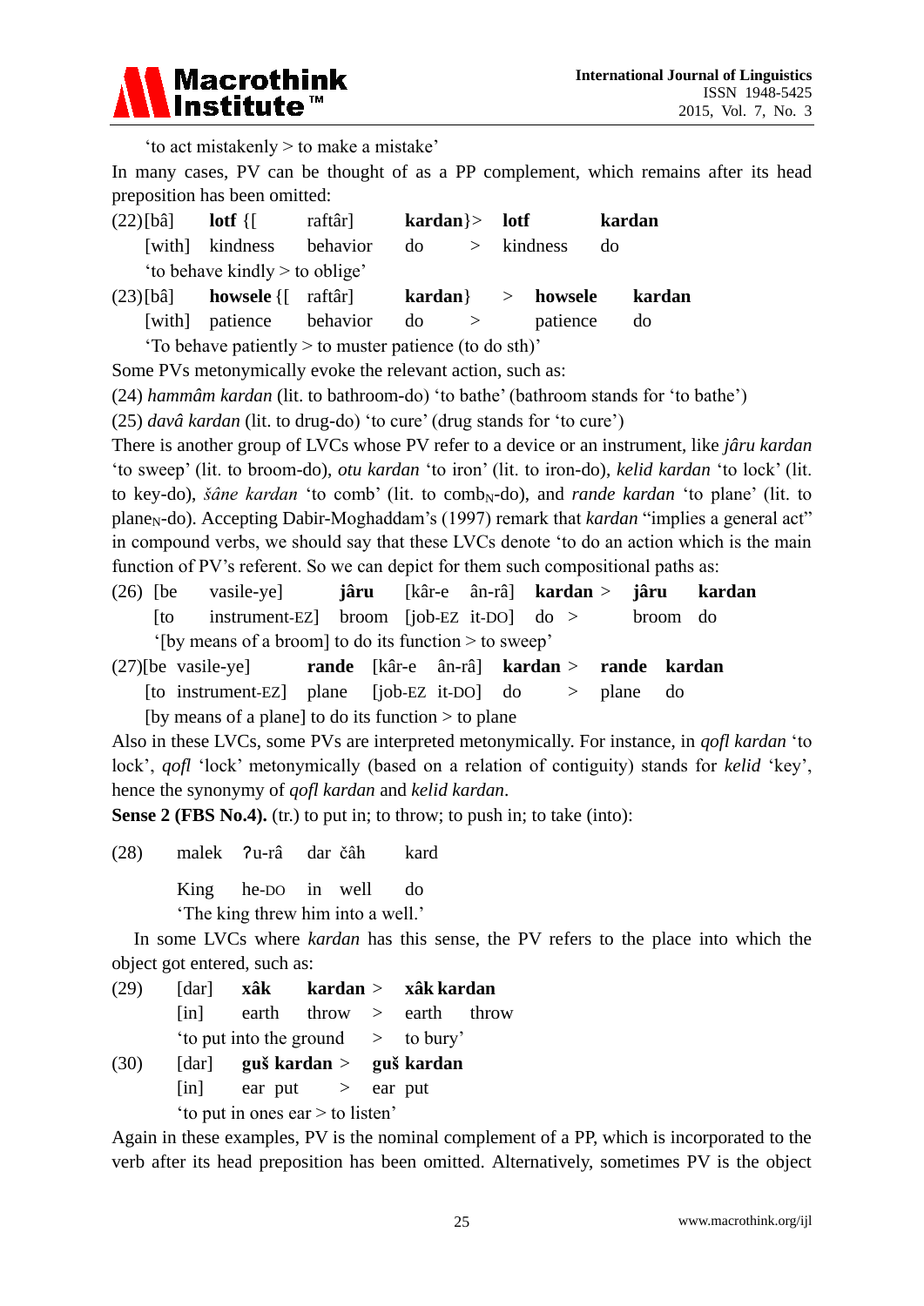'to act mistakenly > to make a mistake'

In many cases, PV can be thought of as a PP complement, which remains after its head preposition has been omitted:

(22)[bâ] **lotf** {[ raftâr] **kardan**}> **lotf** **kardan**
[with] kindness behavior do > kindness do
'to behave kindly > to oblige'

(23)[bâ] **howsele** {[ raftâr] **kardan**} > **howsele** **kardan**
[with] patience behavior do > patience do
'To behave patiently > to muster patience (to do sth)'

Some PVs metonymically evoke the relevant action, such as:

(24) *hammâm kardan* (lit. to bathroom-do) 'to bathe' (bathroom stands for 'to bathe')

(25) *davâ kardan* (lit. to drug-do) 'to cure' (drug stands for 'to cure')

There is another group of LVCs whose PV refer to a device or an instrument, like *jâru kardan* 'to sweep' (lit. to broom-do), *otu kardan* 'to iron' (lit. to iron-do), *kelid kardan* 'to lock' (lit. to key-do), *šâne kardan* 'to comb' (lit. to $\text{comb}_{\text{N}}$-do), and *rande kardan* 'to plane' (lit. to $\text{plane}_{\text{N}}$-do). Accepting Dabir-Moghaddam's (1997) remark that *kardan* "implies a general act" in compound verbs, we should say that these LVCs denote 'to do an action which is the main function of PV's referent. So we can depict for them such compositional paths as:

(26) [be vasile-ye] **jâru** [kâr-e ân-râ] **kardan** > **jâru** **kardan**
[to instrument-EZ] broom [job-EZ it-DO] do > broom do
'[by means of a broom] to do its function > to sweep'

(27)[be vasile-ye] **rande** [kâr-e ân-râ] **kardan** > **rande** **kardan**
[to instrument-EZ] plane [job-EZ it-DO] do > plane do
[by means of a plane] to do its function > to plane

Also in these LVCs, some PVs are interpreted metonymically. For instance, in *qofl kardan* 'to lock', *qofl* 'lock' metonymically (based on a relation of contiguity) stands for *kelid* 'key', hence the synonymy of *qofl kardan* and *kelid kardan*.

**Sense 2 (FBS No.4).** (tr.) to put in; to throw; to push in; to take (into):

(28) malek ʔu-râ dar čâh kard
King he-DO in well do
'The king threw him into a well.'

In some LVCs where *kardan* has this sense, the PV refers to the place into which the object got entered, such as:

(29) [dar] **xâk** **kardan** > **xâk kardan**
[in] earth throw > earth throw
'to put into the ground > to bury'

(30) [dar] **guš kardan** > **guš kardan**
[in] ear put > ear put
'to put in ones ear > to listen'

Again in these examples, PV is the nominal complement of a PP, which is incorporated to the verb after its head preposition has been omitted. Alternatively, sometimes PV is the object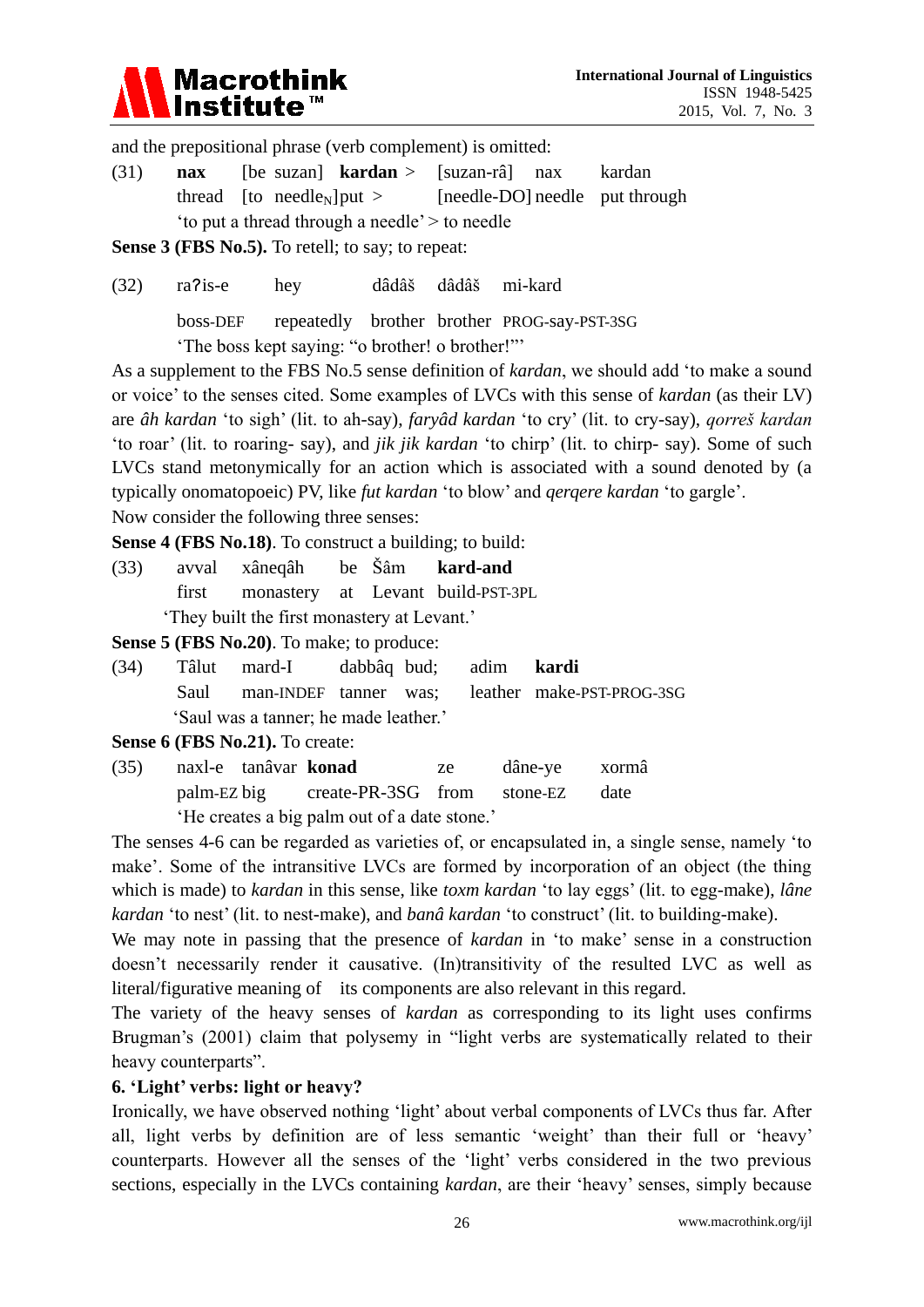and the prepositional phrase (verb complement) is omitted:

(31) **nax** [be suzan] **kardan** > [suzan-râ] nax kardan
thread [to needle$_N$]put > [needle-DO] needle put through
'to put a thread through a needle' > to needle

**Sense 3 (FBS No.5).** To retell; to say; to repeat:

(32) ra?is-e hey dâdâš dâdâš mi-kard
boss-DEF repeatedly brother brother PROG-say-PST-3SG
'The boss kept saying: "o brother! o brother!"'

As a supplement to the FBS No.5 sense definition of *kardan*, we should add 'to make a sound or voice' to the senses cited. Some examples of LVCs with this sense of *kardan* (as their LV) are *âh kardan* 'to sigh' (lit. to ah-say), *faryâd kardan* 'to cry' (lit. to cry-say), *qorreš kardan* 'to roar' (lit. to roaring- say), and *jik jik kardan* 'to chirp' (lit. to chirp- say). Some of such LVCs stand metonymically for an action which is associated with a sound denoted by (a typically onomatopoeic) PV, like *fut kardan* 'to blow' and *qerqere kardan* 'to gargle'.

Now consider the following three senses:

**Sense 4 (FBS No.18)**. To construct a building; to build:

(33) avval xâneqâh be Šâm **kard-and**
first monastery at Levant build-PST-3PL
'They built the first monastery at Levant.'

**Sense 5 (FBS No.20)**. To make; to produce:

(34) Tâlut mard-I dabbâq bud; adim **kardi**
Saul man-INDEF tanner was; leather make-PST-PROG-3SG
'Saul was a tanner; he made leather.'

**Sense 6 (FBS No.21).** To create:

(35) naxl-e tanâvar **konad** ze dâne-ye xormâ
palm-EZ big create-PR-3SG from stone-EZ date
'He creates a big palm out of a date stone.'

The senses 4-6 can be regarded as varieties of, or encapsulated in, a single sense, namely 'to make'. Some of the intransitive LVCs are formed by incorporation of an object (the thing which is made) to *kardan* in this sense, like *toxm kardan* 'to lay eggs' (lit. to egg-make), *lâne kardan* 'to nest' (lit. to nest-make), and *banâ kardan* 'to construct' (lit. to building-make).

We may note in passing that the presence of *kardan* in 'to make' sense in a construction doesn't necessarily render it causative. (In)transitivity of the resulted LVC as well as literal/figurative meaning of its components are also relevant in this regard.

The variety of the heavy senses of *kardan* as corresponding to its light uses confirms Brugman's (2001) claim that polysemy in "light verbs are systematically related to their heavy counterparts".

## 6. 'Light' verbs: light or heavy?

Ironically, we have observed nothing 'light' about verbal components of LVCs thus far. After all, light verbs by definition are of less semantic 'weight' than their full or 'heavy' counterparts. However all the senses of the 'light' verbs considered in the two previous sections, especially in the LVCs containing *kardan*, are their 'heavy' senses, simply because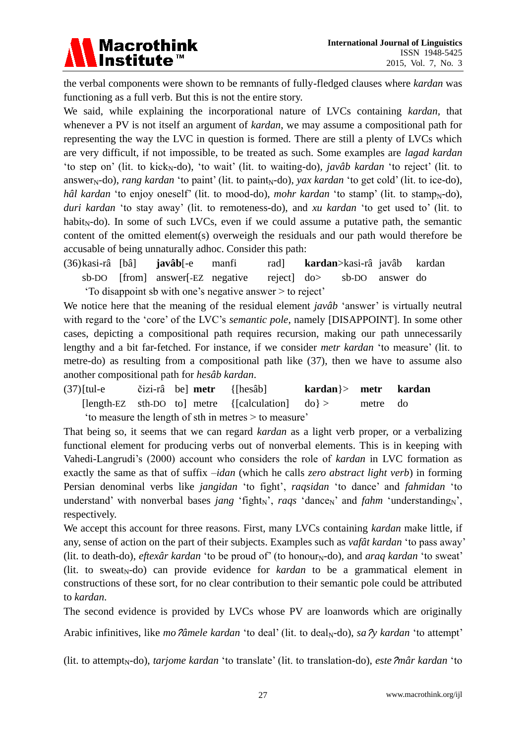the verbal components were shown to be remnants of fully-fledged clauses where *kardan* was functioning as a full verb. But this is not the entire story.

We said, while explaining the incorporational nature of LVCs containing *kardan*, that whenever a PV is not itself an argument of *kardan*, we may assume a compositional path for representing the way the LVC in question is formed. There are still a plenty of LVCs which are very difficult, if not impossible, to be treated as such. Some examples are *lagad kardan* 'to step on' (lit. to kick$_N$-do), 'to wait' (lit. to waiting-do), *javâb kardan* 'to reject' (lit. to answer$_N$-do), *rang kardan* 'to paint' (lit. to paint$_N$-do), *yax kardan* 'to get cold' (lit. to ice-do), *hâl kardan* 'to enjoy oneself' (lit. to mood-do), *mohr kardan* 'to stamp' (lit. to stamp$_N$-do), *duri kardan* 'to stay away' (lit. to remoteness-do), and *xu kardan* 'to get used to' (lit. to habit$_N$-do). In some of such LVCs, even if we could assume a putative path, the semantic content of the omitted element(s) overweigh the residuals and our path would therefore be accusable of being unnaturally adhoc. Consider this path:

(36) kasi-râ [bâ] **javâb**[-e manfi rad] **kardan**>kasi-râ javâb kardan
sb-DO [from] answer[-EZ negative reject] do> sb-DO answer do
'To disappoint sb with one's negative answer > to reject'

We notice here that the meaning of the residual element *javâb* 'answer' is virtually neutral with regard to the 'core' of the LVC's *semantic pole*, namely [DISAPPOINT]. In some other cases, depicting a compositional path requires recursion, making our path unnecessarily lengthy and a bit far-fetched. For instance, if we consider *metr kardan* 'to measure' (lit. to metre-do) as resulting from a compositional path like (37), then we have to assume also another compositional path for *hesâb kardan*.

(37) [tul-e čizi-râ be] **metr** {[hesâb] **kardan**}> **metr kardan**
[length-EZ sth-DO to] metre {[calculation] do} > metre do
'to measure the length of sth in metres > to measure'

That being so, it seems that we can regard *kardan* as a light verb proper, or a verbalizing functional element for producing verbs out of nonverbal elements. This is in keeping with Vahedi-Langrudi's (2000) account who considers the role of *kardan* in LVC formation as exactly the same as that of suffix *–idan* (which he calls *zero abstract light verb*) in forming Persian denominal verbs like *jangidan* 'to fight', *raqsidan* 'to dance' and *fahmidan* 'to understand' with nonverbal bases *jang* 'fight$_N$', *raqs* 'dance$_N$' and *fahm* 'understanding$_N$', respectively.

We accept this account for three reasons. First, many LVCs containing *kardan* make little, if any, sense of action on the part of their subjects. Examples such as *vafât kardan* 'to pass away' (lit. to death-do), *eftexâr kardan* 'to be proud of' (to honour$_N$-do), and *araq kardan* 'to sweat' (lit. to sweat$_N$-do) can provide evidence for *kardan* to be a grammatical element in constructions of these sort, for no clear contribution to their semantic pole could be attributed to *kardan*.

The second evidence is provided by LVCs whose PV are loanwords which are originally Arabic infinitives, like *moʔâmele kardan* 'to deal' (lit. to deal$_N$-do), *saʔy kardan* 'to attempt' (lit. to attempt$_N$-do), *tarjome kardan* 'to translate' (lit. to translation-do), *esteʔmâr kardan* 'to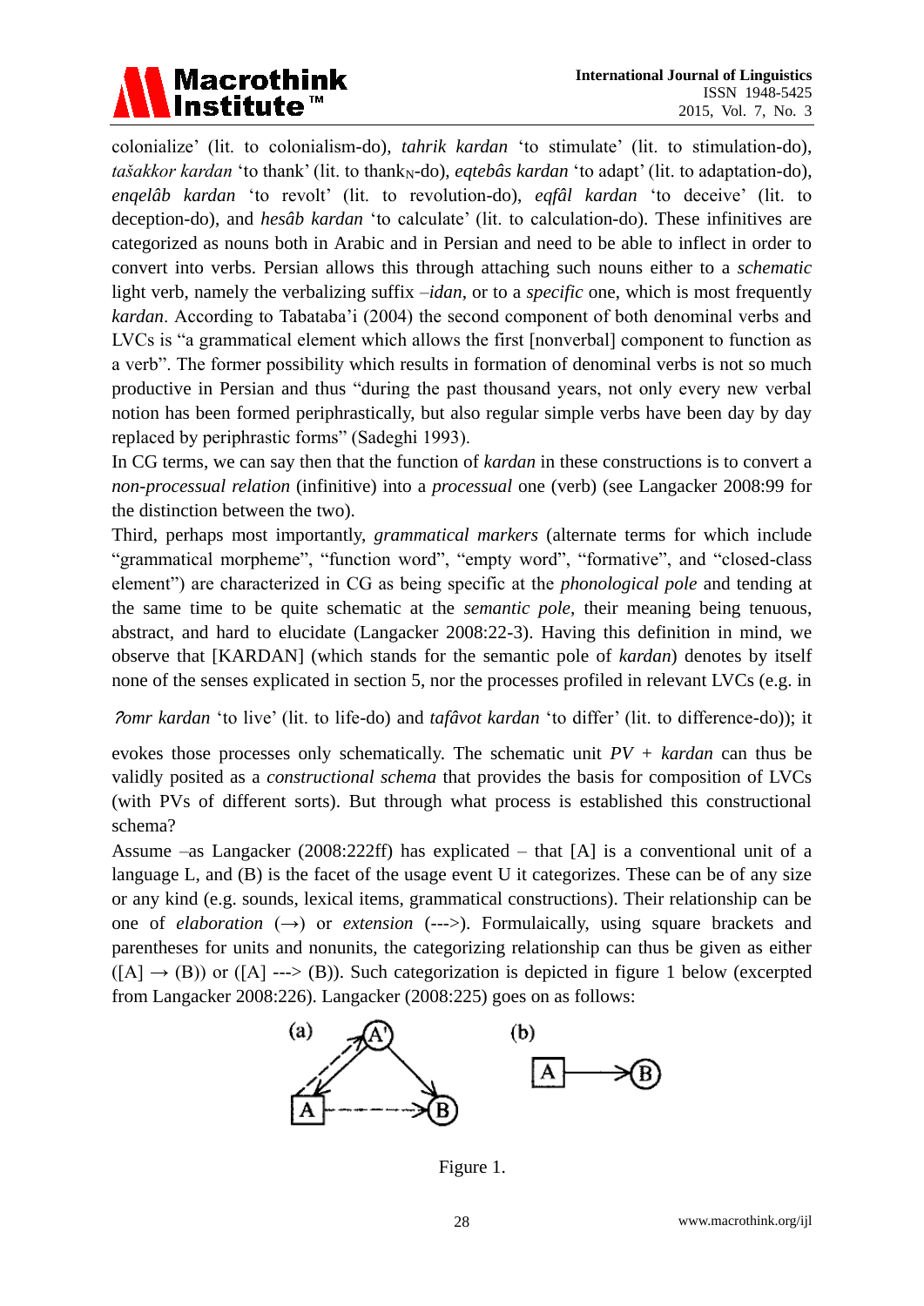colonialize' (lit. to colonialism-do), *tahrik kardan* 'to stimulate' (lit. to stimulation-do), *tašakkor kardan* 'to thank' (lit. to thank$_N$-do), *eqtebâs kardan* 'to adapt' (lit. to adaptation-do), *enqelâb kardan* 'to revolt' (lit. to revolution-do), *eqfâl kardan* 'to deceive' (lit. to deception-do), and *hesâb kardan* 'to calculate' (lit. to calculation-do). These infinitives are categorized as nouns both in Arabic and in Persian and need to be able to inflect in order to convert into verbs. Persian allows this through attaching such nouns either to a *schematic* light verb, namely the verbalizing suffix *–idan*, or to a *specific* one, which is most frequently *kardan*. According to Tabataba'i (2004) the second component of both denominal verbs and LVCs is "a grammatical element which allows the first [nonverbal] component to function as a verb". The former possibility which results in formation of denominal verbs is not so much productive in Persian and thus "during the past thousand years, not only every new verbal notion has been formed periphrastically, but also regular simple verbs have been day by day replaced by periphrastic forms" (Sadeghi 1993).

In CG terms, we can say then that the function of *kardan* in these constructions is to convert a *non-processual relation* (infinitive) into a *processual* one (verb) (see Langacker 2008:99 for the distinction between the two).

Third, perhaps most importantly, *grammatical markers* (alternate terms for which include "grammatical morpheme", "function word", "empty word", "formative", and "closed-class element") are characterized in CG as being specific at the *phonological pole* and tending at the same time to be quite schematic at the *semantic pole*, their meaning being tenuous, abstract, and hard to elucidate (Langacker 2008:22-3). Having this definition in mind, we observe that [KARDAN] (which stands for the semantic pole of *kardan*) denotes by itself none of the senses explicated in section 5, nor the processes profiled in relevant LVCs (e.g. in *ʔomr kardan* 'to live' (lit. to life-do) and *tafâvot kardan* 'to differ' (lit. to difference-do)); it evokes those processes only schematically. The schematic unit *PV + kardan* can thus be validly posited as a *constructional schema* that provides the basis for composition of LVCs (with PVs of different sorts). But through what process is established this constructional schema?

Assume –as Langacker (2008:222ff) has explicated – that [A] is a conventional unit of a language L, and (B) is the facet of the usage event U it categorizes. These can be of any size or any kind (e.g. sounds, lexical items, grammatical constructions). Their relationship can be one of *elaboration* (→) or *extension* (--->). Formulaically, using square brackets and parentheses for units and nonunits, the categorizing relationship can thus be given as either ([A] → (B)) or ([A] ---> (B)). Such categorization is depicted in figure 1 below (excerpted from Langacker 2008:226). Langacker (2008:225) goes on as follows:

Figure 1.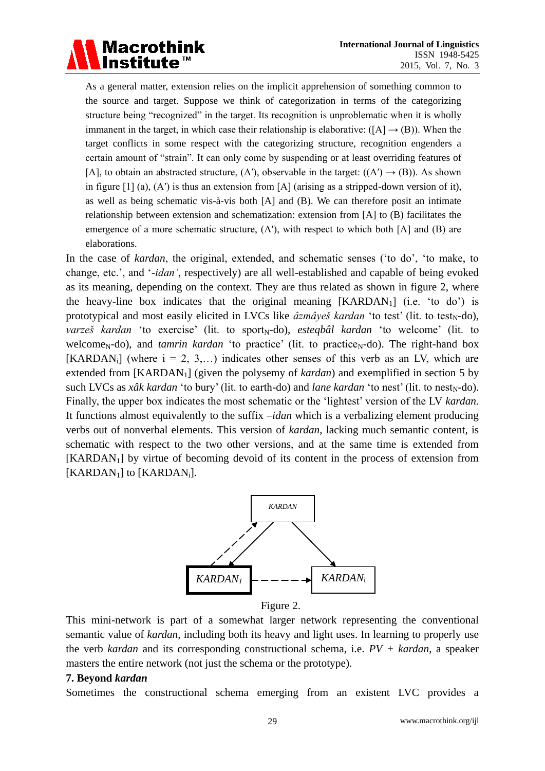> As a general matter, extension relies on the implicit apprehension of something common to the source and target. Suppose we think of categorization in terms of the categorizing structure being "recognized" in the target. Its recognition is unproblematic when it is wholly immanent in the target, in which case their relationship is elaborative: ([A] → (B)). When the target conflicts in some respect with the categorizing structure, recognition engenders a certain amount of "strain". It can only come by suspending or at least overriding features of [A], to obtain an abstracted structure, (A′), observable in the target: ((A′) → (B)). As shown in figure [1] (a), (A′) is thus an extension from [A] (arising as a stripped-down version of it), as well as being schematic vis-à-vis both [A] and (B). We can therefore posit an intimate relationship between extension and schematization: extension from [A] to (B) facilitates the emergence of a more schematic structure, (A′), with respect to which both [A] and (B) are elaborations.

In the case of *kardan*, the original, extended, and schematic senses ('to do', 'to make, to change, etc.', and '*-idan'*, respectively) are all well-established and capable of being evoked as its meaning, depending on the context. They are thus related as shown in figure 2, where the heavy-line box indicates that the original meaning [$KARDAN_1$] (i.e. 'to do') is prototypical and most easily elicited in LVCs like *âzmâyeš kardan* 'to test' (lit. to $test_N$-do), *varzeš kardan* 'to exercise' (lit. to $sport_N$-do), *esteqbâl kardan* 'to welcome' (lit. to $welcome_N$-do), and *tamrin kardan* 'to practice' (lit. to $practice_N$-do). The right-hand box [$KARDAN_i$] (where i = 2, 3,…) indicates other senses of this verb as an LV, which are extended from [$KARDAN_1$] (given the polysemy of *kardan*) and exemplified in section 5 by such LVCs as *xâk kardan* 'to bury' (lit. to earth-do) and *lane kardan* 'to nest' (lit. to $nest_N$-do). Finally, the upper box indicates the most schematic or the 'lightest' version of the LV *kardan.* It functions almost equivalently to the suffix –*idan* which is a verbalizing element producing verbs out of nonverbal elements. This version of *kardan*, lacking much semantic content, is schematic with respect to the two other versions, and at the same time is extended from [$KARDAN_1$] by virtue of becoming devoid of its content in the process of extension from [$KARDAN_1$] to [$KARDAN_i$].

Figure 2.

This mini-network is part of a somewhat larger network representing the conventional semantic value of *kardan*, including both its heavy and light uses. In learning to properly use the verb *kardan* and its corresponding constructional schema, i.e. *PV + kardan*, a speaker masters the entire network (not just the schema or the prototype).

## 7. Beyond *kardan*

Sometimes the constructional schema emerging from an existent LVC provides a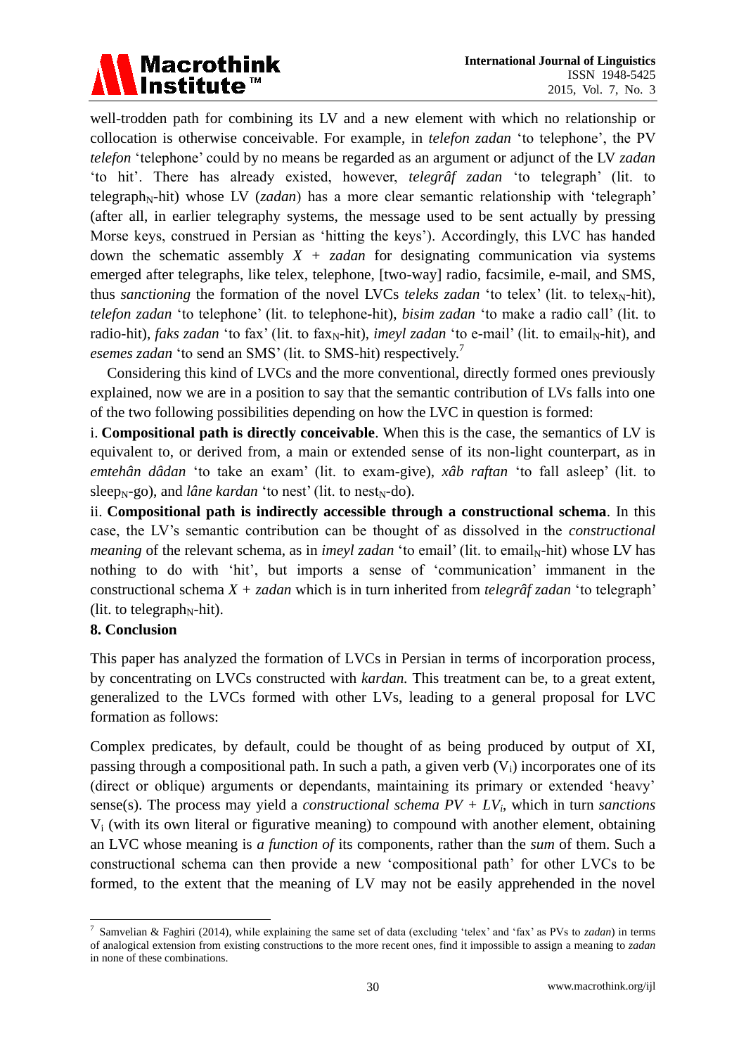well-trodden path for combining its LV and a new element with which no relationship or collocation is otherwise conceivable. For example, in *telefon zadan* 'to telephone', the PV *telefon* 'telephone' could by no means be regarded as an argument or adjunct of the LV *zadan* 'to hit'. There has already existed, however, *telegrâf zadan* 'to telegraph' (lit. to telegraph$_N$-hit) whose LV (*zadan*) has a more clear semantic relationship with 'telegraph' (after all, in earlier telegraphy systems, the message used to be sent actually by pressing Morse keys, construed in Persian as 'hitting the keys'). Accordingly, this LVC has handed down the schematic assembly *X + zadan* for designating communication via systems emerged after telegraphs, like telex, telephone, [two-way] radio, facsimile, e-mail, and SMS, thus *sanctioning* the formation of the novel LVCs *teleks zadan* 'to telex' (lit. to telex$_N$-hit), *telefon zadan* 'to telephone' (lit. to telephone-hit), *bisim zadan* 'to make a radio call' (lit. to radio-hit), *faks zadan* 'to fax' (lit. to fax$_N$-hit), *imeyl zadan* 'to e-mail' (lit. to email$_N$-hit), and *esemes zadan* 'to send an SMS' (lit. to SMS-hit) respectively.[7]

Considering this kind of LVCs and the more conventional, directly formed ones previously explained, now we are in a position to say that the semantic contribution of LVs falls into one of the two following possibilities depending on how the LVC in question is formed:

i. **Compositional path is directly conceivable**. When this is the case, the semantics of LV is equivalent to, or derived from, a main or extended sense of its non-light counterpart, as in *emtehân dâdan* 'to take an exam' (lit. to exam-give), *xâb raftan* 'to fall asleep' (lit. to sleep$_N$-go), and *lâne kardan* 'to nest' (lit. to nest$_N$-do).

ii. **Compositional path is indirectly accessible through a constructional schema**. In this case, the LV's semantic contribution can be thought of as dissolved in the *constructional meaning* of the relevant schema, as in *imeyl zadan* 'to email' (lit. to email$_N$-hit) whose LV has nothing to do with 'hit', but imports a sense of 'communication' immanent in the constructional schema *X + zadan* which is in turn inherited from *telegrâf zadan* 'to telegraph' (lit. to telegraph$_N$-hit).

## 8. Conclusion

This paper has analyzed the formation of LVCs in Persian in terms of incorporation process, by concentrating on LVCs constructed with *kardan.* This treatment can be, to a great extent, generalized to the LVCs formed with other LVs, leading to a general proposal for LVC formation as follows:

Complex predicates, by default, could be thought of as being produced by output of XI, passing through a compositional path. In such a path, a given verb ($V_i$) incorporates one of its (direct or oblique) arguments or dependants, maintaining its primary or extended 'heavy' sense(s). The process may yield a *constructional schema PV + $LV_i$*, which in turn *sanctions* $V_i$ (with its own literal or figurative meaning) to compound with another element, obtaining an LVC whose meaning is *a function of* its components, rather than the *sum* of them. Such a constructional schema can then provide a new 'compositional path' for other LVCs to be formed, to the extent that the meaning of LV may not be easily apprehended in the novel

[7] Samvelian & Faghiri (2014), while explaining the same set of data (excluding 'telex' and 'fax' as PVs to *zadan*) in terms of analogical extension from existing constructions to the more recent ones, find it impossible to assign a meaning to *zadan* in none of these combinations.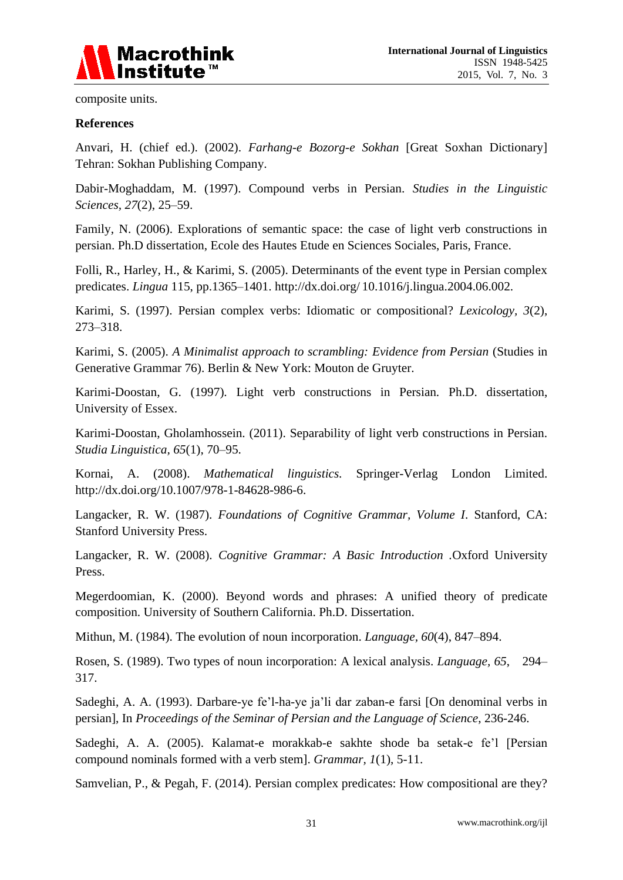composite units.

## References

Anvari, H. (chief ed.). (2002). *Farhang-e Bozorg-e Sokhan* [Great Soxhan Dictionary] Tehran: Sokhan Publishing Company.

Dabir-Moghaddam, M. (1997). Compound verbs in Persian. *Studies in the Linguistic Sciences, 27*(2), 25–59.

Family, N. (2006). Explorations of semantic space: the case of light verb constructions in persian. Ph.D dissertation, Ecole des Hautes Etude en Sciences Sociales, Paris, France.

Folli, R., Harley, H., & Karimi, S. (2005). Determinants of the event type in Persian complex predicates. *Lingua* 115, pp.1365–1401. http://dx.doi.org/ 10.1016/j.lingua.2004.06.002.

Karimi, S. (1997). Persian complex verbs: Idiomatic or compositional? *Lexicology, 3*(2), 273–318.

Karimi, S. (2005). *A Minimalist approach to scrambling: Evidence from Persian* (Studies in Generative Grammar 76). Berlin & New York: Mouton de Gruyter.

Karimi-Doostan, G. (1997). Light verb constructions in Persian. Ph.D. dissertation, University of Essex.

Karimi-Doostan, Gholamhossein. (2011). Separability of light verb constructions in Persian. *Studia Linguistica, 65*(1), 70–95.

Kornai, A. (2008). *Mathematical linguistics.* Springer-Verlag London Limited. http://dx.doi.org/10.1007/978-1-84628-986-6.

Langacker, R. W. (1987). *Foundations of Cognitive Grammar, Volume I.* Stanford, CA: Stanford University Press.

Langacker, R. W. (2008). *Cognitive Grammar: A Basic Introduction* .Oxford University Press.

Megerdoomian, K. (2000). Beyond words and phrases: A unified theory of predicate composition. University of Southern California. Ph.D. Dissertation.

Mithun, M. (1984). The evolution of noun incorporation. *Language, 60*(4), 847–894.

Rosen, S. (1989). Two types of noun incorporation: A lexical analysis. *Language, 65*, 294–317.

Sadeghi, A. A. (1993). Darbare-ye fe'l-ha-ye ja'li dar zaban-e farsi [On denominal verbs in persian], In *Proceedings of the Seminar of Persian and the Language of Science*, 236-246.

Sadeghi, A. A. (2005). Kalamat-e morakkab-e sakhte shode ba setak-e fe'l [Persian compound nominals formed with a verb stem]. *Grammar, 1*(1), 5-11.

Samvelian, P., & Pegah, F. (2014). Persian complex predicates: How compositional are they?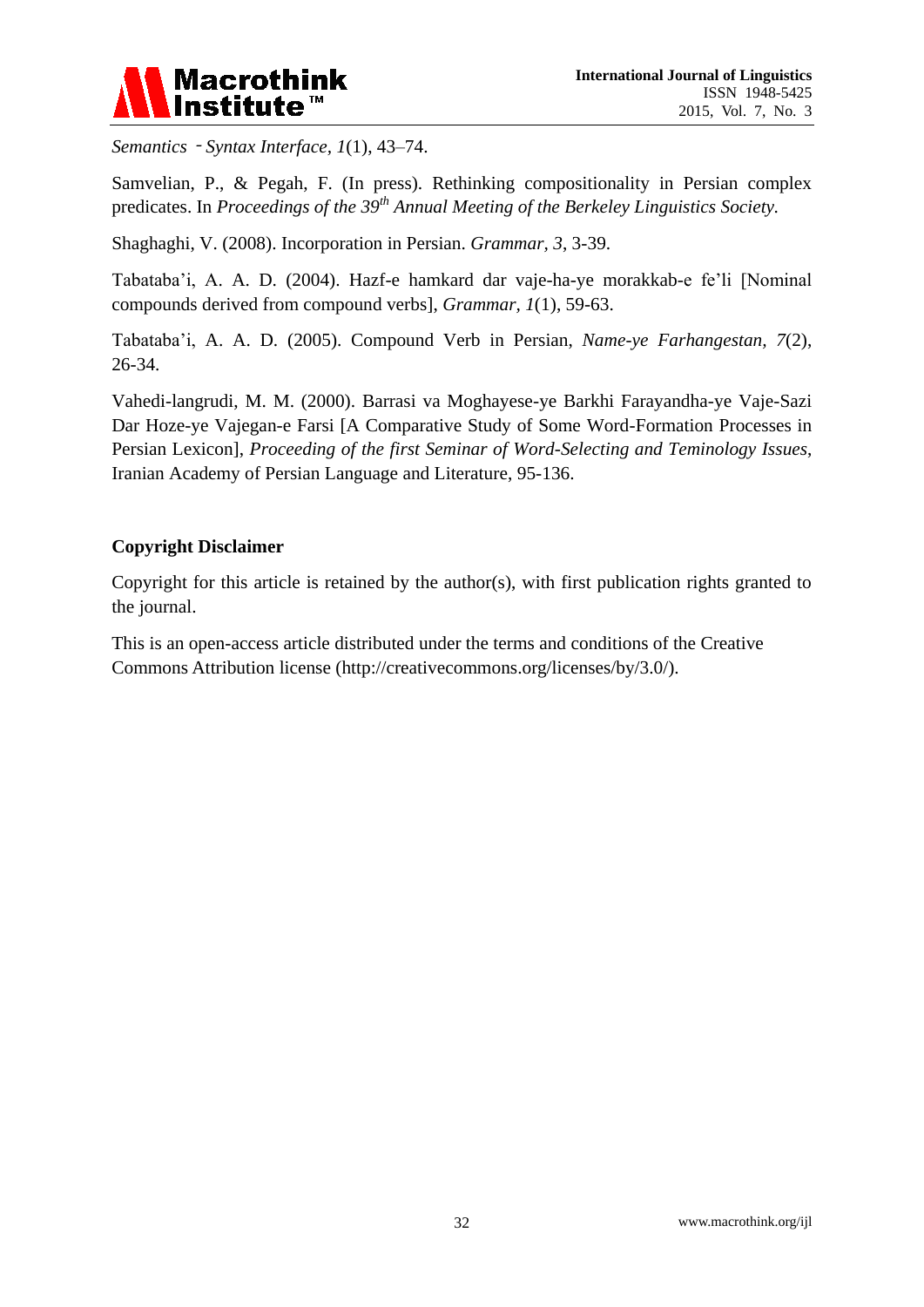*Semantics - Syntax Interface*, *1*(1), 43–74.

Samvelian, P., & Pegah, F. (In press). Rethinking compositionality in Persian complex predicates. In *Proceedings of the 39th Annual Meeting of the Berkeley Linguistics Society*.

Shaghaghi, V. (2008). Incorporation in Persian. *Grammar, 3*, 3-39.

Tabataba'i, A. A. D. (2004). Hazf-e hamkard dar vaje-ha-ye morakkab-e fe'li [Nominal compounds derived from compound verbs], *Grammar, 1*(1), 59-63.

Tabataba'i, A. A. D. (2005). Compound Verb in Persian, *Name-ye Farhangestan, 7*(2), 26-34.

Vahedi-langrudi, M. M. (2000). Barrasi va Moghayese-ye Barkhi Farayandha-ye Vaje-Sazi Dar Hoze-ye Vajegan-e Farsi [A Comparative Study of Some Word-Formation Processes in Persian Lexicon], *Proceeding of the first Seminar of Word-Selecting and Teminology Issues*, Iranian Academy of Persian Language and Literature, 95-136.

## Copyright Disclaimer

Copyright for this article is retained by the author(s), with first publication rights granted to the journal.

This is an open-access article distributed under the terms and conditions of the Creative Commons Attribution license (http://creativecommons.org/licenses/by/3.0/).